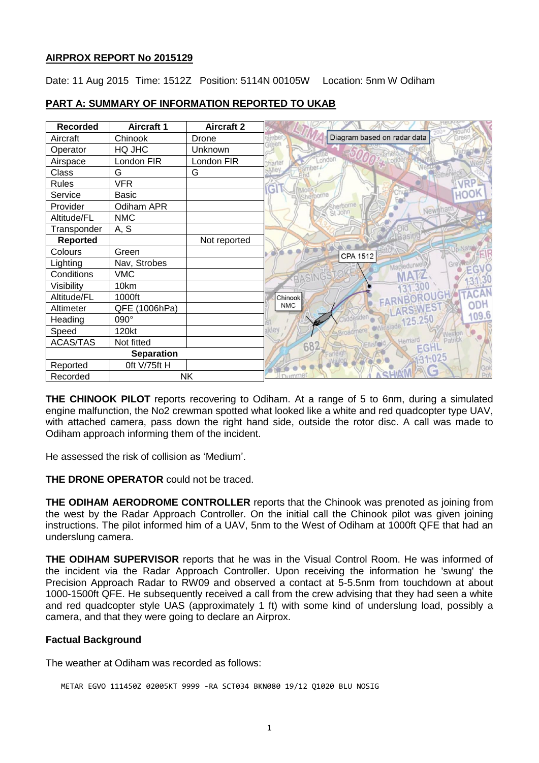**AIRPROX REPORT No 2015129**

Date: 11 Aug 2015 Time: 1512Z Position: 5114N 00105W Location: 5nm W Odiham

**PART A: SUMMARY OF INFORMATION REPORTED TO UKAB**

| Recorded | Aircraft 1 | Aircraft 2 |
|---|---|---|
| Aircraft | Chinook | Drone |
| Operator | HQ JHC | Unknown |
| Airspace | London FIR | London FIR |
| Class | G | G |
| Rules | VFR | |
| Service | Basic | |
| Provider | Odiham APR | |
| Altitude/FL | NMC | |
| Transponder | A, S | |
| **Reported** | | Not reported |
| Colours | Green | |
| Lighting | Nav, Strobes | |
| Conditions | VMC | |
| Visibility | 10km | |
| Altitude/FL | 1000ft | |
| Altimeter | QFE (1006hPa) | |
| Heading | 090° | |
| Speed | 120kt | |
| ACAS/TAS | Not fitted | |
| **Separation** | | |
| Reported | 0ft V/75ft H | |
| Recorded | NK | |

Diagram based on radar data

**THE CHINOOK PILOT** reports recovering to Odiham. At a range of 5 to 6nm, during a simulated engine malfunction, the No2 crewman spotted what looked like a white and red quadcopter type UAV, with attached camera, pass down the right hand side, outside the rotor disc. A call was made to Odiham approach informing them of the incident.

He assessed the risk of collision as 'Medium'.

**THE DRONE OPERATOR** could not be traced.

**THE ODIHAM AERODROME CONTROLLER** reports that the Chinook was prenoted as joining from the west by the Radar Approach Controller. On the initial call the Chinook pilot was given joining instructions. The pilot informed him of a UAV, 5nm to the West of Odiham at 1000ft QFE that had an underslung camera.

**THE ODIHAM SUPERVISOR** reports that he was in the Visual Control Room. He was informed of the incident via the Radar Approach Controller. Upon receiving the information he 'swung' the Precision Approach Radar to RW09 and observed a contact at 5-5.5nm from touchdown at about 1000-1500ft QFE. He subsequently received a call from the crew advising that they had seen a white and red quadcopter style UAS (approximately 1 ft) with some kind of underslung load, possibly a camera, and that they were going to declare an Airprox.

**Factual Background**

The weather at Odiham was recorded as follows:

```
METAR EGVO 111450Z 02005KT 9999 -RA SCT034 BKN080 19/12 Q1020 BLU NOSIG
```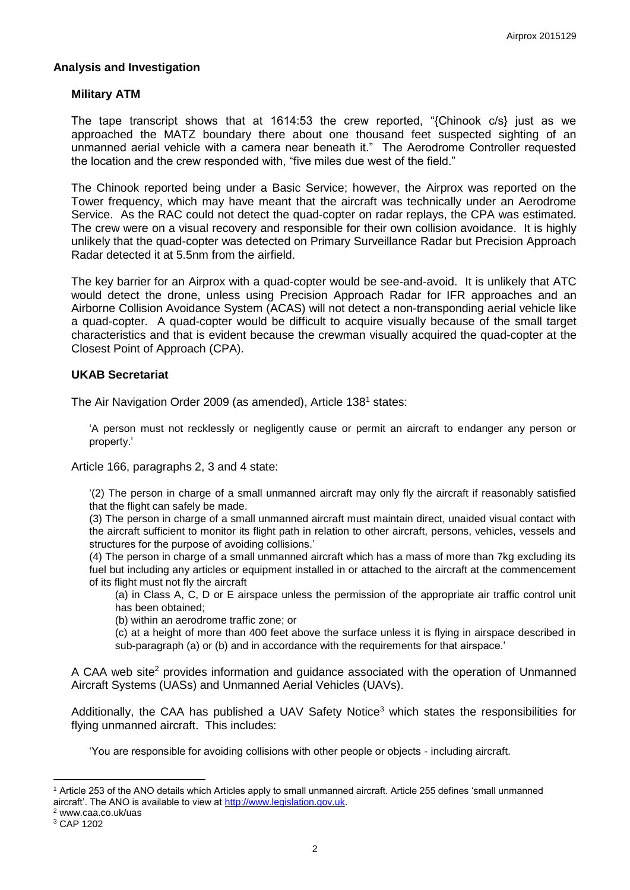## Analysis and Investigation

### Military ATM

The tape transcript shows that at 1614:53 the crew reported, "{Chinook c/s} just as we approached the MATZ boundary there about one thousand feet suspected sighting of an unmanned aerial vehicle with a camera near beneath it." The Aerodrome Controller requested the location and the crew responded with, "five miles due west of the field."

The Chinook reported being under a Basic Service; however, the Airprox was reported on the Tower frequency, which may have meant that the aircraft was technically under an Aerodrome Service. As the RAC could not detect the quad-copter on radar replays, the CPA was estimated. The crew were on a visual recovery and responsible for their own collision avoidance. It is highly unlikely that the quad-copter was detected on Primary Surveillance Radar but Precision Approach Radar detected it at 5.5nm from the airfield.

The key barrier for an Airprox with a quad-copter would be see-and-avoid. It is unlikely that ATC would detect the drone, unless using Precision Approach Radar for IFR approaches and an Airborne Collision Avoidance System (ACAS) will not detect a non-transponding aerial vehicle like a quad-copter. A quad-copter would be difficult to acquire visually because of the small target characteristics and that is evident because the crewman visually acquired the quad-copter at the Closest Point of Approach (CPA).

### UKAB Secretariat

The Air Navigation Order 2009 (as amended), Article 138[1] states:

> 'A person must not recklessly or negligently cause or permit an aircraft to endanger any person or property.'

Article 166, paragraphs 2, 3 and 4 state:

> '(2) The person in charge of a small unmanned aircraft may only fly the aircraft if reasonably satisfied that the flight can safely be made.
>
> (3) The person in charge of a small unmanned aircraft must maintain direct, unaided visual contact with the aircraft sufficient to monitor its flight path in relation to other aircraft, persons, vehicles, vessels and structures for the purpose of avoiding collisions.'
>
> (4) The person in charge of a small unmanned aircraft which has a mass of more than 7kg excluding its fuel but including any articles or equipment installed in or attached to the aircraft at the commencement of its flight must not fly the aircraft
>
> (a) in Class A, C, D or E airspace unless the permission of the appropriate air traffic control unit has been obtained;
>
> (b) within an aerodrome traffic zone; or
>
> (c) at a height of more than 400 feet above the surface unless it is flying in airspace described in sub-paragraph (a) or (b) and in accordance with the requirements for that airspace.'

A CAA web site[2] provides information and guidance associated with the operation of Unmanned Aircraft Systems (UASs) and Unmanned Aerial Vehicles (UAVs).

Additionally, the CAA has published a UAV Safety Notice[3] which states the responsibilities for flying unmanned aircraft. This includes:

> 'You are responsible for avoiding collisions with other people or objects - including aircraft.

---

[1] Article 253 of the ANO details which Articles apply to small unmanned aircraft. Article 255 defines 'small unmanned aircraft'. The ANO is available to view at http://www.legislation.gov.uk.

[2] www.caa.co.uk/uas

[3] CAP 1202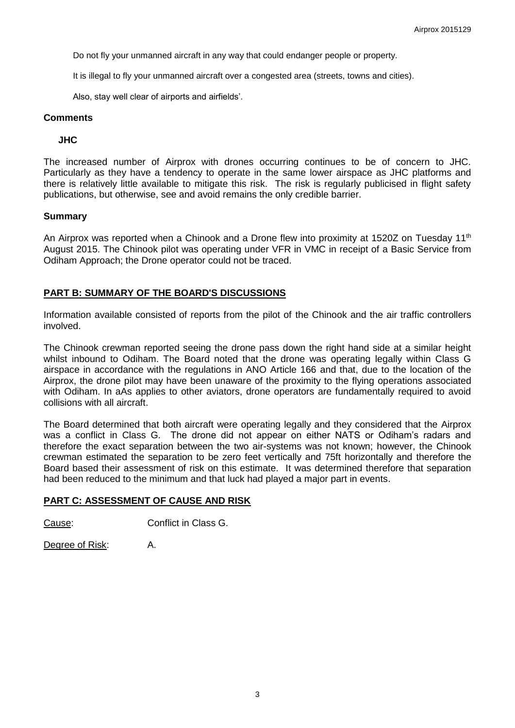Do not fly your unmanned aircraft in any way that could endanger people or property.

It is illegal to fly your unmanned aircraft over a congested area (streets, towns and cities).

Also, stay well clear of airports and airfields'.

### Comments

#### JHC

The increased number of Airprox with drones occurring continues to be of concern to JHC. Particularly as they have a tendency to operate in the same lower airspace as JHC platforms and there is relatively little available to mitigate this risk. The risk is regularly publicised in flight safety publications, but otherwise, see and avoid remains the only credible barrier.

### Summary

An Airprox was reported when a Chinook and a Drone flew into proximity at 1520Z on Tuesday 11th August 2015. The Chinook pilot was operating under VFR in VMC in receipt of a Basic Service from Odiham Approach; the Drone operator could not be traced.

## PART B: SUMMARY OF THE BOARD'S DISCUSSIONS

Information available consisted of reports from the pilot of the Chinook and the air traffic controllers involved.

The Chinook crewman reported seeing the drone pass down the right hand side at a similar height whilst inbound to Odiham. The Board noted that the drone was operating legally within Class G airspace in accordance with the regulations in ANO Article 166 and that, due to the location of the Airprox, the drone pilot may have been unaware of the proximity to the flying operations associated with Odiham. In aAs applies to other aviators, drone operators are fundamentally required to avoid collisions with all aircraft.

The Board determined that both aircraft were operating legally and they considered that the Airprox was a conflict in Class G. The drone did not appear on either NATS or Odiham's radars and therefore the exact separation between the two air-systems was not known; however, the Chinook crewman estimated the separation to be zero feet vertically and 75ft horizontally and therefore the Board based their assessment of risk on this estimate. It was determined therefore that separation had been reduced to the minimum and that luck had played a major part in events.

## PART C: ASSESSMENT OF CAUSE AND RISK

Cause: Conflict in Class G.

Degree of Risk: A.